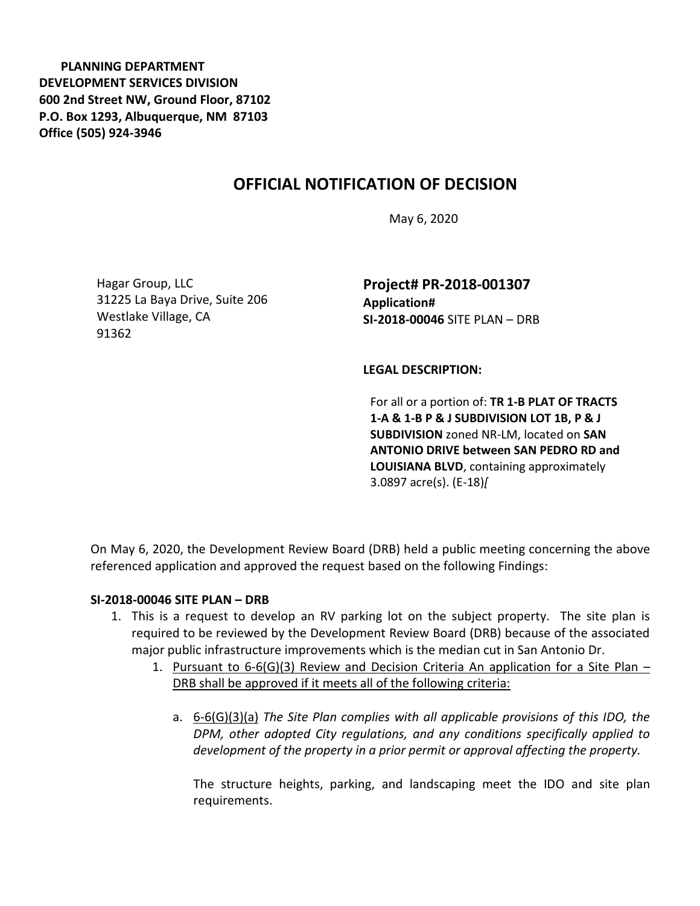**PLANNING DEPARTMENT**
**DEVELOPMENT SERVICES DIVISION**
**600 2nd Street NW, Ground Floor, 87102**
**P.O. Box 1293, Albuquerque, NM 87103**
**Office (505) 924-3946**

# OFFICIAL NOTIFICATION OF DECISION

May 6, 2020

Hagar Group, LLC
31225 La Baya Drive, Suite 206
Westlake Village, CA
91362

**Project# PR-2018-001307**
**Application#**
**SI-2018-00046** SITE PLAN – DRB

**LEGAL DESCRIPTION:**

For all or a portion of: **TR 1-B PLAT OF TRACTS 1-A & 1-B P & J SUBDIVISION LOT 1B, P & J SUBDIVISION** zoned NR-LM, located on **SAN ANTONIO DRIVE between SAN PEDRO RD and LOUISIANA BLVD**, containing approximately 3.0897 acre(s). (E-18)*[*

On May 6, 2020, the Development Review Board (DRB) held a public meeting concerning the above referenced application and approved the request based on the following Findings:

**SI-2018-00046 SITE PLAN – DRB**

1. This is a request to develop an RV parking lot on the subject property. The site plan is required to be reviewed by the Development Review Board (DRB) because of the associated major public infrastructure improvements which is the median cut in San Antonio Dr.
    1. Pursuant to 6-6(G)(3) Review and Decision Criteria An application for a Site Plan – DRB shall be approved if it meets all of the following criteria:
        a. 6-6(G)(3)(a) *The Site Plan complies with all applicable provisions of this IDO, the DPM, other adopted City regulations, and any conditions specifically applied to development of the property in a prior permit or approval affecting the property.*

        The structure heights, parking, and landscaping meet the IDO and site plan requirements.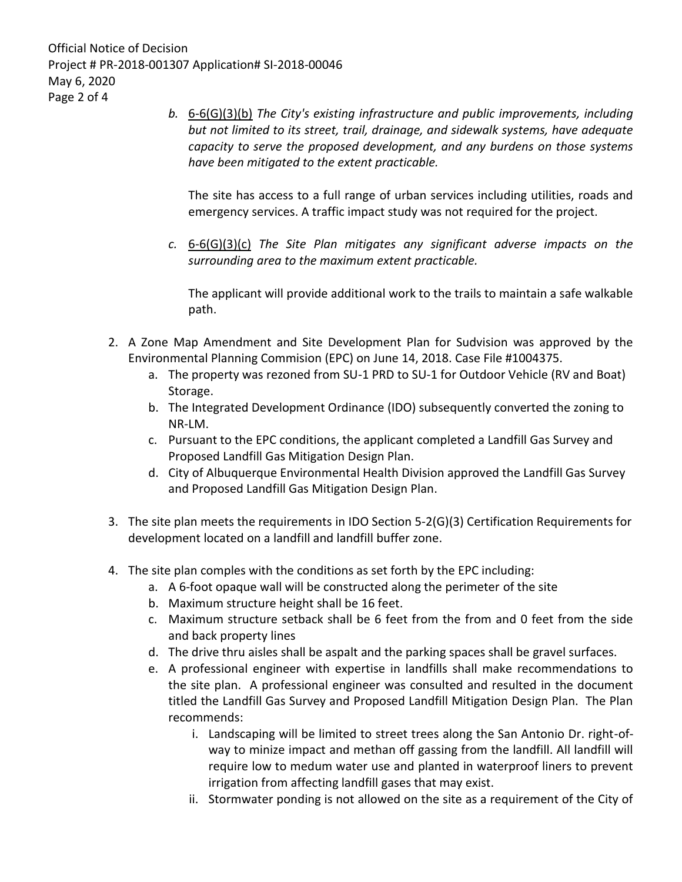b. <u>6-6(G)(3)(b)</u> *The City's existing infrastructure and public improvements, including but not limited to its street, trail, drainage, and sidewalk systems, have adequate capacity to serve the proposed development, and any burdens on those systems have been mitigated to the extent practicable.*

   The site has access to a full range of urban services including utilities, roads and emergency services. A traffic impact study was not required for the project.

c. <u>6-6(G)(3)(c)</u> *The Site Plan mitigates any significant adverse impacts on the surrounding area to the maximum extent practicable.*

   The applicant will provide additional work to the trails to maintain a safe walkable path.

2. A Zone Map Amendment and Site Development Plan for Sudvision was approved by the Environmental Planning Commision (EPC) on June 14, 2018. Case File #1004375.
   a. The property was rezoned from SU-1 PRD to SU-1 for Outdoor Vehicle (RV and Boat) Storage.
   b. The Integrated Development Ordinance (IDO) subsequently converted the zoning to NR-LM.
   c. Pursuant to the EPC conditions, the applicant completed a Landfill Gas Survey and Proposed Landfill Gas Mitigation Design Plan.
   d. City of Albuquerque Environmental Health Division approved the Landfill Gas Survey and Proposed Landfill Gas Mitigation Design Plan.

3. The site plan meets the requirements in IDO Section 5-2(G)(3) Certification Requirements for development located on a landfill and landfill buffer zone.

4. The site plan comples with the conditions as set forth by the EPC including:
   a. A 6-foot opaque wall will be constructed along the perimeter of the site
   b. Maximum structure height shall be 16 feet.
   c. Maximum structure setback shall be 6 feet from the from and 0 feet from the side and back property lines
   d. The drive thru aisles shall be aspalt and the parking spaces shall be gravel surfaces.
   e. A professional engineer with expertise in landfills shall make recommendations to the site plan. A professional engineer was consulted and resulted in the document titled the Landfill Gas Survey and Proposed Landfill Mitigation Design Plan. The Plan recommends:
      i. Landscaping will be limited to street trees along the San Antonio Dr. right-of-way to minize impact and methan off gassing from the landfill. All landfill will require low to medum water use and planted in waterproof liners to prevent irrigation from affecting landfill gases that may exist.
      ii. Stormwater ponding is not allowed on the site as a requirement of the City of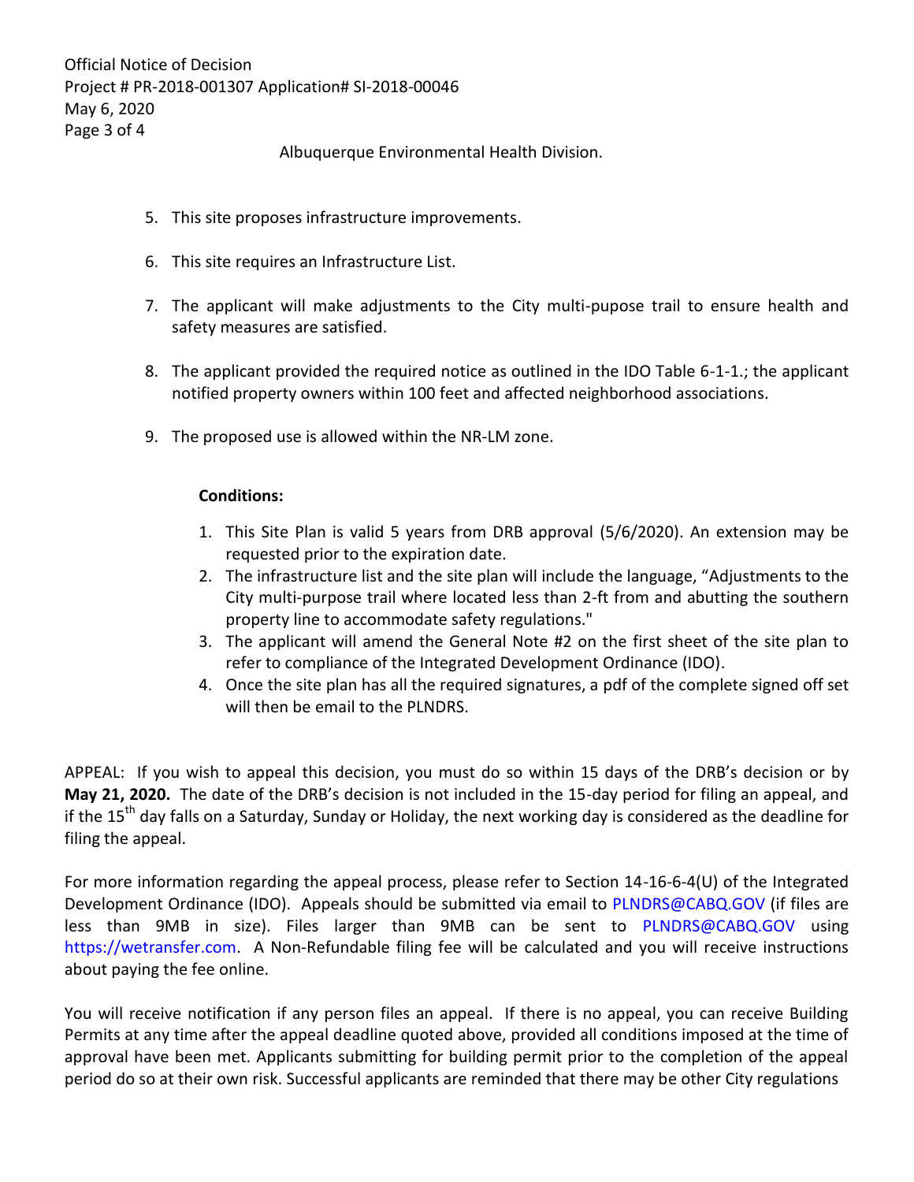Albuquerque Environmental Health Division.

5. This site proposes infrastructure improvements.

6. This site requires an Infrastructure List.

7. The applicant will make adjustments to the City multi-pupose trail to ensure health and safety measures are satisfied.

8. The applicant provided the required notice as outlined in the IDO Table 6-1-1.; the applicant notified property owners within 100 feet and affected neighborhood associations.

9. The proposed use is allowed within the NR-LM zone.

**Conditions:**

1. This Site Plan is valid 5 years from DRB approval (5/6/2020). An extension may be requested prior to the expiration date.
2. The infrastructure list and the site plan will include the language, "Adjustments to the City multi-purpose trail where located less than 2-ft from and abutting the southern property line to accommodate safety regulations."
3. The applicant will amend the General Note #2 on the first sheet of the site plan to refer to compliance of the Integrated Development Ordinance (IDO).
4. Once the site plan has all the required signatures, a pdf of the complete signed off set will then be email to the PLNDRS.

APPEAL: If you wish to appeal this decision, you must do so within 15 days of the DRB's decision or by **May 21, 2020.** The date of the DRB's decision is not included in the 15-day period for filing an appeal, and if the 15th day falls on a Saturday, Sunday or Holiday, the next working day is considered as the deadline for filing the appeal.

For more information regarding the appeal process, please refer to Section 14-16-6-4(U) of the Integrated Development Ordinance (IDO). Appeals should be submitted via email to PLNDRS@CABQ.GOV (if files are less than 9MB in size). Files larger than 9MB can be sent to PLNDRS@CABQ.GOV using https://wetransfer.com. A Non-Refundable filing fee will be calculated and you will receive instructions about paying the fee online.

You will receive notification if any person files an appeal. If there is no appeal, you can receive Building Permits at any time after the appeal deadline quoted above, provided all conditions imposed at the time of approval have been met. Applicants submitting for building permit prior to the completion of the appeal period do so at their own risk. Successful applicants are reminded that there may be other City regulations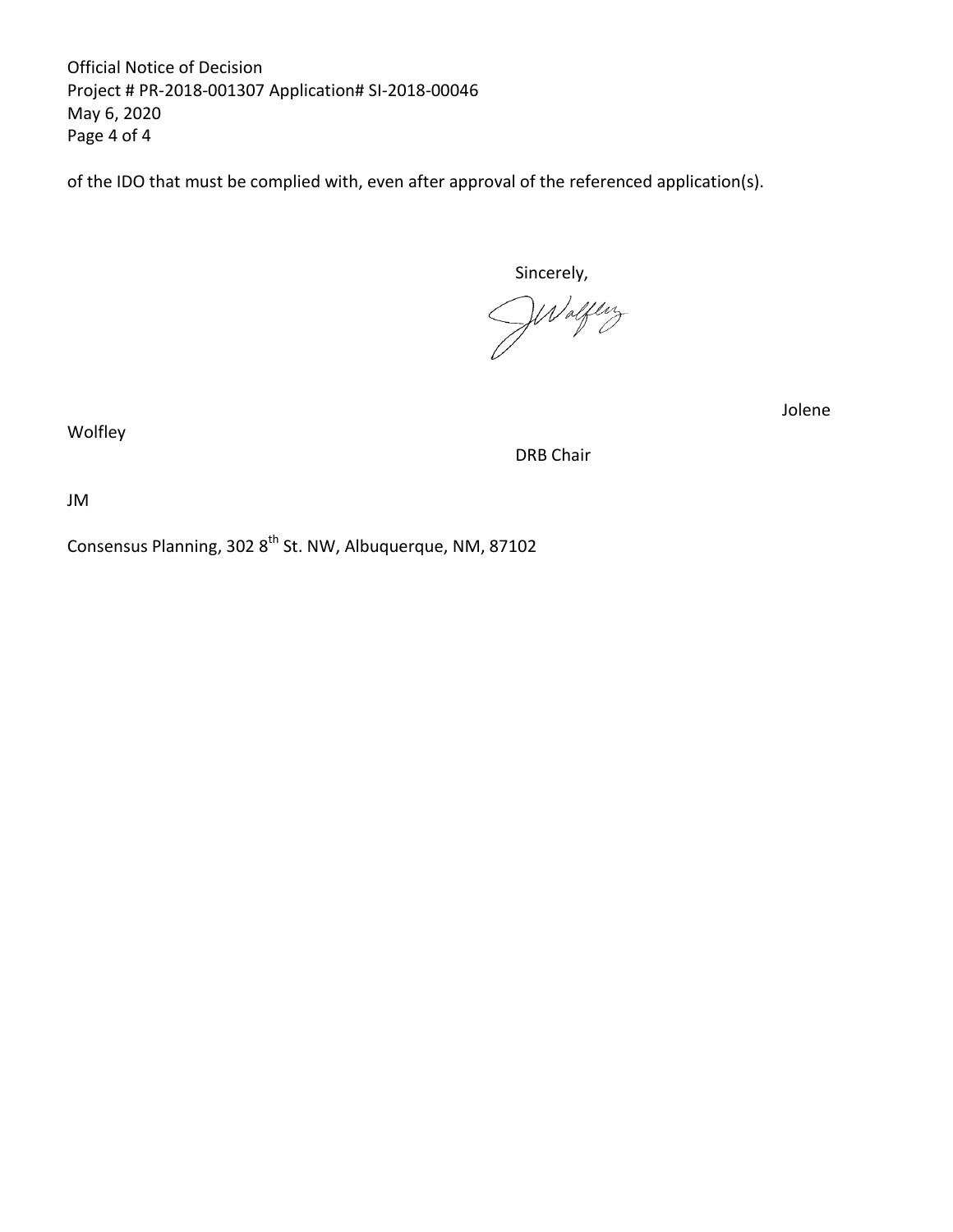of the IDO that must be complied with, even after approval of the referenced application(s).

Sincerely,

Jolene Wolfley

DRB Chair

JM

Consensus Planning, 302 8th St. NW, Albuquerque, NM, 87102